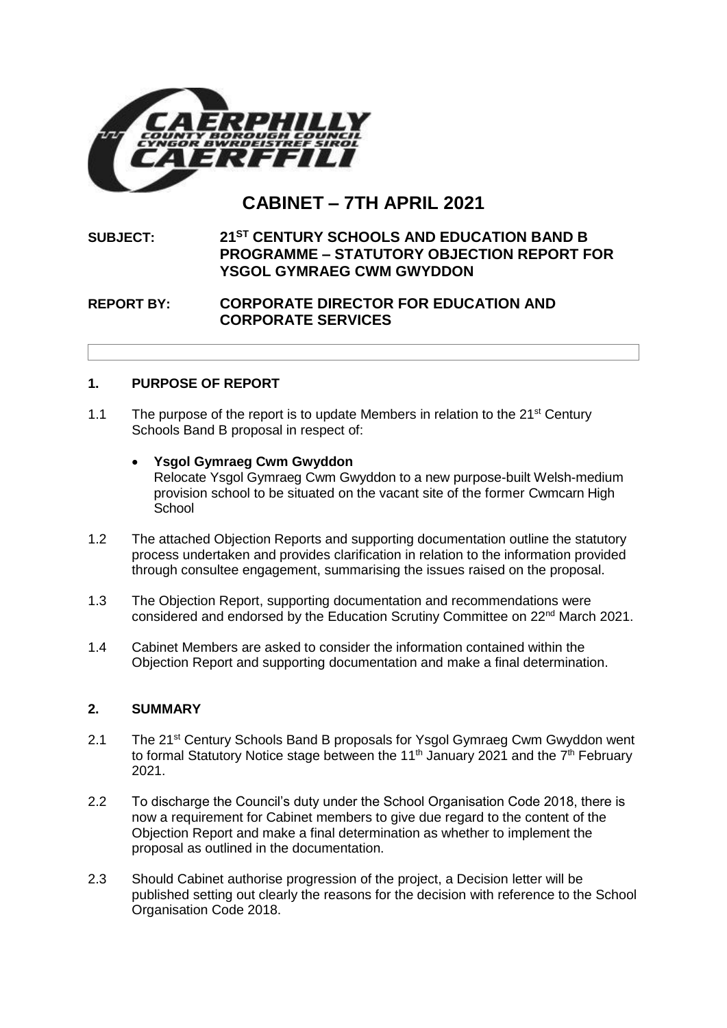# CABINET – 7TH APRIL 2021

**SUBJECT:** **21ST CENTURY SCHOOLS AND EDUCATION BAND B PROGRAMME – STATUTORY OBJECTION REPORT FOR YSGOL GYMRAEG CWM GWYDDON**

**REPORT BY:** **CORPORATE DIRECTOR FOR EDUCATION AND CORPORATE SERVICES**

## 1. PURPOSE OF REPORT

1.1 The purpose of the report is to update Members in relation to the 21st Century Schools Band B proposal in respect of:

- **Ysgol Gymraeg Cwm Gwyddon**
  Relocate Ysgol Gymraeg Cwm Gwyddon to a new purpose-built Welsh-medium provision school to be situated on the vacant site of the former Cwmcarn High School

1.2 The attached Objection Reports and supporting documentation outline the statutory process undertaken and provides clarification in relation to the information provided through consultee engagement, summarising the issues raised on the proposal.

1.3 The Objection Report, supporting documentation and recommendations were considered and endorsed by the Education Scrutiny Committee on 22nd March 2021.

1.4 Cabinet Members are asked to consider the information contained within the Objection Report and supporting documentation and make a final determination.

## 2. SUMMARY

2.1 The 21st Century Schools Band B proposals for Ysgol Gymraeg Cwm Gwyddon went to formal Statutory Notice stage between the 11th January 2021 and the 7th February 2021.

2.2 To discharge the Council's duty under the School Organisation Code 2018, there is now a requirement for Cabinet members to give due regard to the content of the Objection Report and make a final determination as whether to implement the proposal as outlined in the documentation.

2.3 Should Cabinet authorise progression of the project, a Decision letter will be published setting out clearly the reasons for the decision with reference to the School Organisation Code 2018.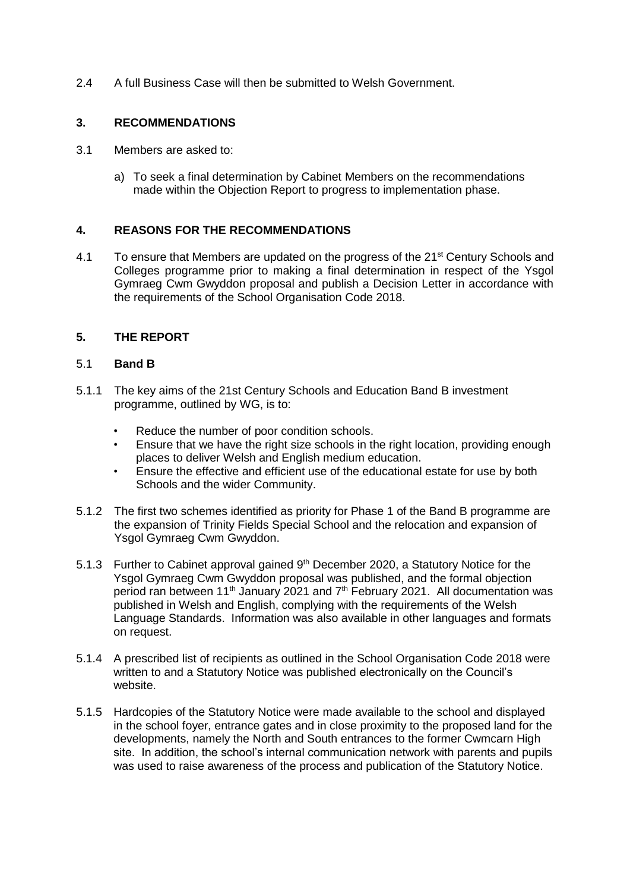2.4 A full Business Case will then be submitted to Welsh Government.

## 3. RECOMMENDATIONS

3.1 Members are asked to:

a) To seek a final determination by Cabinet Members on the recommendations made within the Objection Report to progress to implementation phase.

## 4. REASONS FOR THE RECOMMENDATIONS

4.1 To ensure that Members are updated on the progress of the 21st Century Schools and Colleges programme prior to making a final determination in respect of the Ysgol Gymraeg Cwm Gwyddon proposal and publish a Decision Letter in accordance with the requirements of the School Organisation Code 2018.

## 5. THE REPORT

### 5.1 Band B

5.1.1 The key aims of the 21st Century Schools and Education Band B investment programme, outlined by WG, is to:

- Reduce the number of poor condition schools.
- Ensure that we have the right size schools in the right location, providing enough places to deliver Welsh and English medium education.
- Ensure the effective and efficient use of the educational estate for use by both Schools and the wider Community.

5.1.2 The first two schemes identified as priority for Phase 1 of the Band B programme are the expansion of Trinity Fields Special School and the relocation and expansion of Ysgol Gymraeg Cwm Gwyddon.

5.1.3 Further to Cabinet approval gained 9th December 2020, a Statutory Notice for the Ysgol Gymraeg Cwm Gwyddon proposal was published, and the formal objection period ran between 11th January 2021 and 7th February 2021. All documentation was published in Welsh and English, complying with the requirements of the Welsh Language Standards. Information was also available in other languages and formats on request.

5.1.4 A prescribed list of recipients as outlined in the School Organisation Code 2018 were written to and a Statutory Notice was published electronically on the Council's website.

5.1.5 Hardcopies of the Statutory Notice were made available to the school and displayed in the school foyer, entrance gates and in close proximity to the proposed land for the developments, namely the North and South entrances to the former Cwmcarn High site. In addition, the school's internal communication network with parents and pupils was used to raise awareness of the process and publication of the Statutory Notice.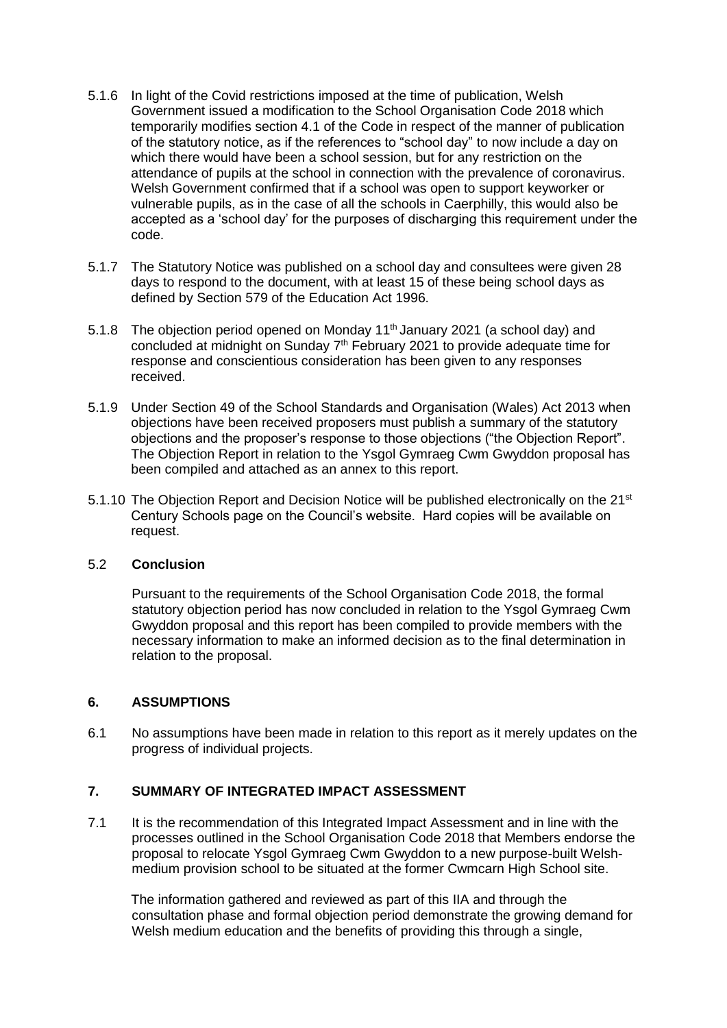5.1.6 In light of the Covid restrictions imposed at the time of publication, Welsh Government issued a modification to the School Organisation Code 2018 which temporarily modifies section 4.1 of the Code in respect of the manner of publication of the statutory notice, as if the references to "school day" to now include a day on which there would have been a school session, but for any restriction on the attendance of pupils at the school in connection with the prevalence of coronavirus. Welsh Government confirmed that if a school was open to support keyworker or vulnerable pupils, as in the case of all the schools in Caerphilly, this would also be accepted as a 'school day' for the purposes of discharging this requirement under the code.

5.1.7 The Statutory Notice was published on a school day and consultees were given 28 days to respond to the document, with at least 15 of these being school days as defined by Section 579 of the Education Act 1996.

5.1.8 The objection period opened on Monday 11th January 2021 (a school day) and concluded at midnight on Sunday 7th February 2021 to provide adequate time for response and conscientious consideration has been given to any responses received.

5.1.9 Under Section 49 of the School Standards and Organisation (Wales) Act 2013 when objections have been received proposers must publish a summary of the statutory objections and the proposer's response to those objections ("the Objection Report". The Objection Report in relation to the Ysgol Gymraeg Cwm Gwyddon proposal has been compiled and attached as an annex to this report.

5.1.10 The Objection Report and Decision Notice will be published electronically on the 21st Century Schools page on the Council's website. Hard copies will be available on request.

5.2 **Conclusion**

Pursuant to the requirements of the School Organisation Code 2018, the formal statutory objection period has now concluded in relation to the Ysgol Gymraeg Cwm Gwyddon proposal and this report has been compiled to provide members with the necessary information to make an informed decision as to the final determination in relation to the proposal.

## 6. ASSUMPTIONS

6.1 No assumptions have been made in relation to this report as it merely updates on the progress of individual projects.

## 7. SUMMARY OF INTEGRATED IMPACT ASSESSMENT

7.1 It is the recommendation of this Integrated Impact Assessment and in line with the processes outlined in the School Organisation Code 2018 that Members endorse the proposal to relocate Ysgol Gymraeg Cwm Gwyddon to a new purpose-built Welsh-medium provision school to be situated at the former Cwmcarn High School site.

The information gathered and reviewed as part of this IIA and through the consultation phase and formal objection period demonstrate the growing demand for Welsh medium education and the benefits of providing this through a single,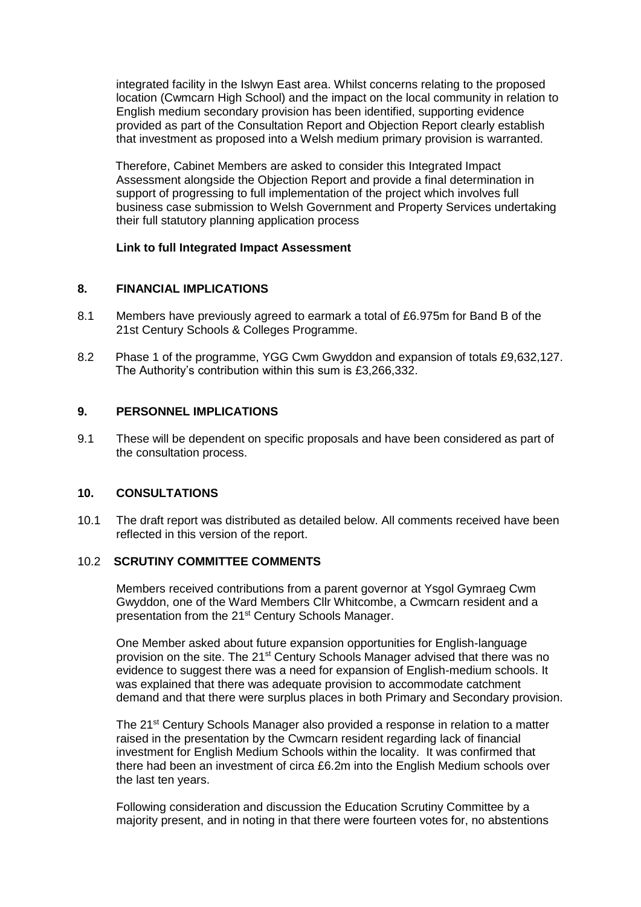integrated facility in the Islwyn East area. Whilst concerns relating to the proposed location (Cwmcarn High School) and the impact on the local community in relation to English medium secondary provision has been identified, supporting evidence provided as part of the Consultation Report and Objection Report clearly establish that investment as proposed into a Welsh medium primary provision is warranted.

Therefore, Cabinet Members are asked to consider this Integrated Impact Assessment alongside the Objection Report and provide a final determination in support of progressing to full implementation of the project which involves full business case submission to Welsh Government and Property Services undertaking their full statutory planning application process

**Link to full Integrated Impact Assessment**

## 8. FINANCIAL IMPLICATIONS

8.1 Members have previously agreed to earmark a total of £6.975m for Band B of the 21st Century Schools & Colleges Programme.

8.2 Phase 1 of the programme, YGG Cwm Gwyddon and expansion of totals £9,632,127. The Authority's contribution within this sum is £3,266,332.

## 9. PERSONNEL IMPLICATIONS

9.1 These will be dependent on specific proposals and have been considered as part of the consultation process.

## 10. CONSULTATIONS

10.1 The draft report was distributed as detailed below. All comments received have been reflected in this version of the report.

10.2 **SCRUTINY COMMITTEE COMMENTS**

Members received contributions from a parent governor at Ysgol Gymraeg Cwm Gwyddon, one of the Ward Members Cllr Whitcombe, a Cwmcarn resident and a presentation from the 21st Century Schools Manager.

One Member asked about future expansion opportunities for English-language provision on the site. The 21st Century Schools Manager advised that there was no evidence to suggest there was a need for expansion of English-medium schools. It was explained that there was adequate provision to accommodate catchment demand and that there were surplus places in both Primary and Secondary provision.

The 21st Century Schools Manager also provided a response in relation to a matter raised in the presentation by the Cwmcarn resident regarding lack of financial investment for English Medium Schools within the locality. It was confirmed that there had been an investment of circa £6.2m into the English Medium schools over the last ten years.

Following consideration and discussion the Education Scrutiny Committee by a majority present, and in noting in that there were fourteen votes for, no abstentions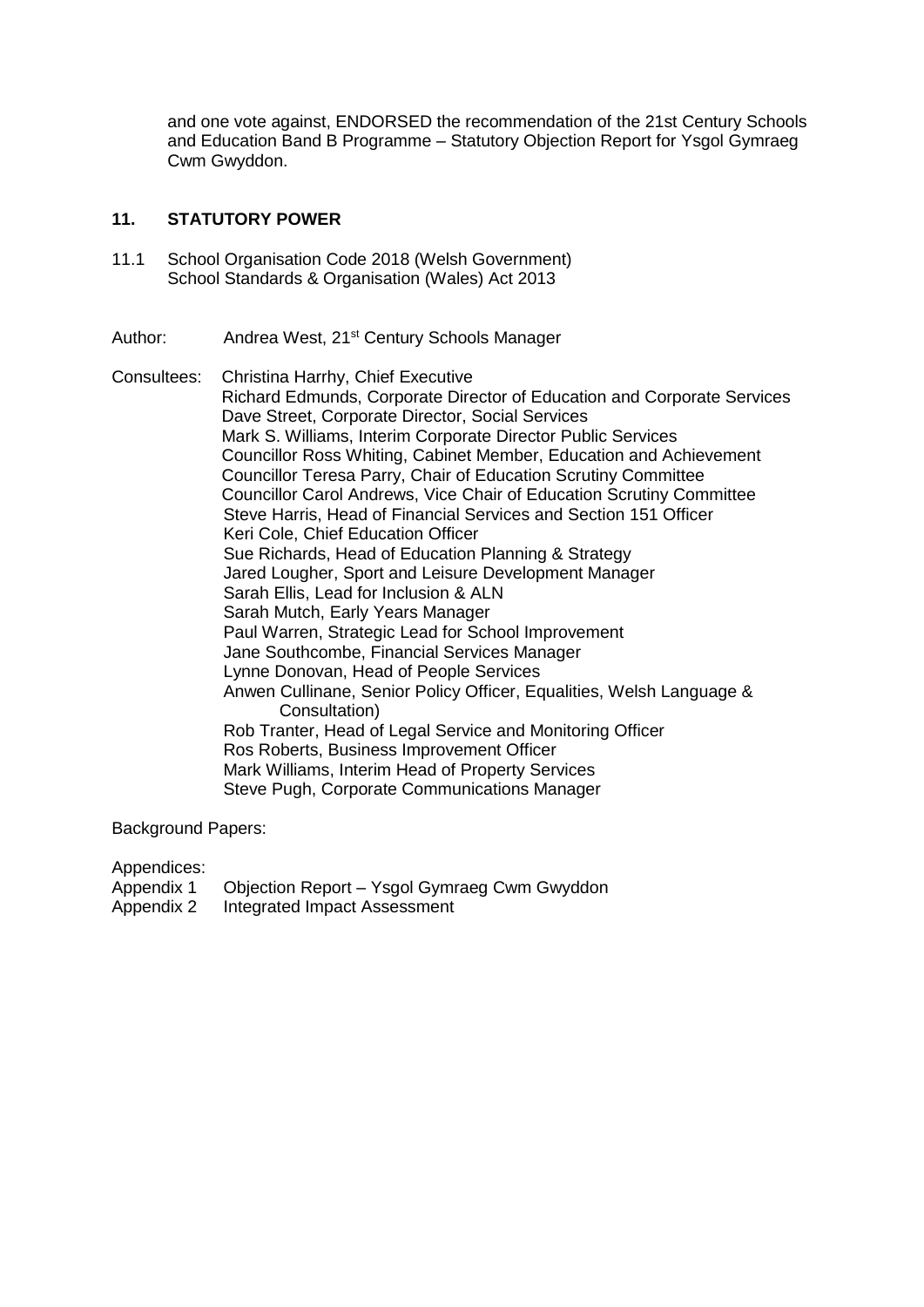and one vote against, ENDORSED the recommendation of the 21st Century Schools and Education Band B Programme – Statutory Objection Report for Ysgol Gymraeg Cwm Gwyddon.

## 11. STATUTORY POWER

11.1 School Organisation Code 2018 (Welsh Government)
School Standards & Organisation (Wales) Act 2013

Author: Andrea West, 21st Century Schools Manager

Consultees: Christina Harrhy, Chief Executive
Richard Edmunds, Corporate Director of Education and Corporate Services
Dave Street, Corporate Director, Social Services
Mark S. Williams, Interim Corporate Director Public Services
Councillor Ross Whiting, Cabinet Member, Education and Achievement
Councillor Teresa Parry, Chair of Education Scrutiny Committee
Councillor Carol Andrews, Vice Chair of Education Scrutiny Committee
Steve Harris, Head of Financial Services and Section 151 Officer
Keri Cole, Chief Education Officer
Sue Richards, Head of Education Planning & Strategy
Jared Lougher, Sport and Leisure Development Manager
Sarah Ellis, Lead for Inclusion & ALN
Sarah Mutch, Early Years Manager
Paul Warren, Strategic Lead for School Improvement
Jane Southcombe, Financial Services Manager
Lynne Donovan, Head of People Services
Anwen Cullinane, Senior Policy Officer, Equalities, Welsh Language & Consultation)
Rob Tranter, Head of Legal Service and Monitoring Officer
Ros Roberts, Business Improvement Officer
Mark Williams, Interim Head of Property Services
Steve Pugh, Corporate Communications Manager

Background Papers:

Appendices:
Appendix 1 Objection Report – Ysgol Gymraeg Cwm Gwyddon
Appendix 2 Integrated Impact Assessment